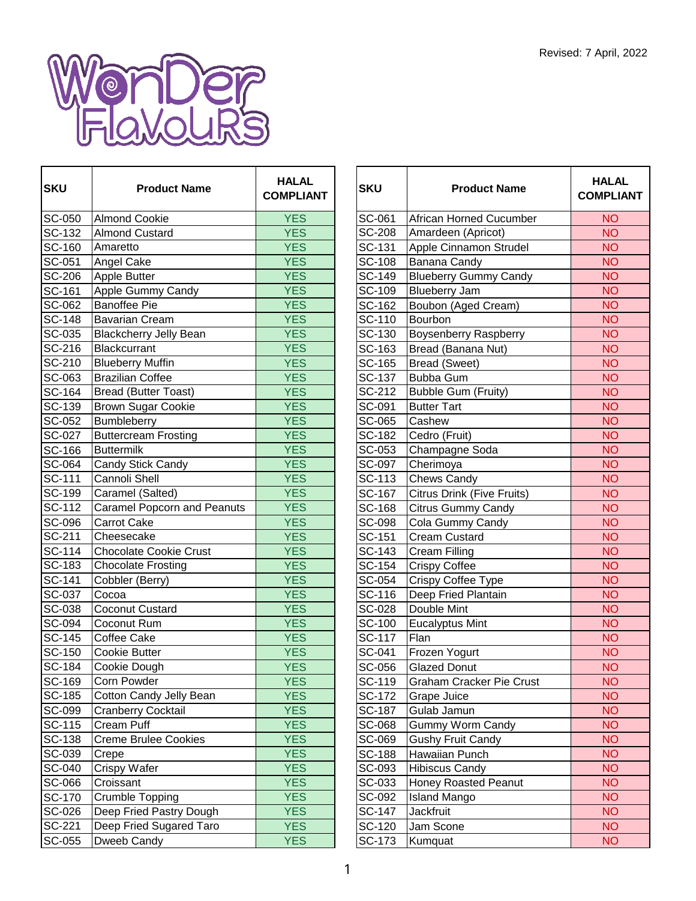Revised: 7 April, 2022

Wonder Flavours

| SKU | Product Name | HALAL COMPLIANT |
|---|---|---|
| SC-050 | Almond Cookie | YES |
| SC-132 | Almond Custard | YES |
| SC-160 | Amaretto | YES |
| SC-051 | Angel Cake | YES |
| SC-206 | Apple Butter | YES |
| SC-161 | Apple Gummy Candy | YES |
| SC-062 | Banoffee Pie | YES |
| SC-148 | Bavarian Cream | YES |
| SC-035 | Blackcherry Jelly Bean | YES |
| SC-216 | Blackcurrant | YES |
| SC-210 | Blueberry Muffin | YES |
| SC-063 | Brazilian Coffee | YES |
| SC-164 | Bread (Butter Toast) | YES |
| SC-139 | Brown Sugar Cookie | YES |
| SC-052 | Bumbleberry | YES |
| SC-027 | Buttercream Frosting | YES |
| SC-166 | Buttermilk | YES |
| SC-064 | Candy Stick Candy | YES |
| SC-111 | Cannoli Shell | YES |
| SC-199 | Caramel (Salted) | YES |
| SC-112 | Caramel Popcorn and Peanuts | YES |
| SC-096 | Carrot Cake | YES |
| SC-211 | Cheesecake | YES |
| SC-114 | Chocolate Cookie Crust | YES |
| SC-183 | Chocolate Frosting | YES |
| SC-141 | Cobbler (Berry) | YES |
| SC-037 | Cocoa | YES |
| SC-038 | Coconut Custard | YES |
| SC-094 | Coconut Rum | YES |
| SC-145 | Coffee Cake | YES |
| SC-150 | Cookie Butter | YES |
| SC-184 | Cookie Dough | YES |
| SC-169 | Corn Powder | YES |
| SC-185 | Cotton Candy Jelly Bean | YES |
| SC-099 | Cranberry Cocktail | YES |
| SC-115 | Cream Puff | YES |
| SC-138 | Creme Brulee Cookies | YES |
| SC-039 | Crepe | YES |
| SC-040 | Crispy Wafer | YES |
| SC-066 | Croissant | YES |
| SC-170 | Crumble Topping | YES |
| SC-026 | Deep Fried Pastry Dough | YES |
| SC-221 | Deep Fried Sugared Taro | YES |
| SC-055 | Dweeb Candy | YES |

| SKU | Product Name | HALAL COMPLIANT |
|---|---|---|
| SC-061 | African Horned Cucumber | NO |
| SC-208 | Amardeen (Apricot) | NO |
| SC-131 | Apple Cinnamon Strudel | NO |
| SC-108 | Banana Candy | NO |
| SC-149 | Blueberry Gummy Candy | NO |
| SC-109 | Blueberry Jam | NO |
| SC-162 | Boubon (Aged Cream) | NO |
| SC-110 | Bourbon | NO |
| SC-130 | Boysenberry Raspberry | NO |
| SC-163 | Bread (Banana Nut) | NO |
| SC-165 | Bread (Sweet) | NO |
| SC-137 | Bubba Gum | NO |
| SC-212 | Bubble Gum (Fruity) | NO |
| SC-091 | Butter Tart | NO |
| SC-065 | Cashew | NO |
| SC-182 | Cedro (Fruit) | NO |
| SC-053 | Champagne Soda | NO |
| SC-097 | Cherimoya | NO |
| SC-113 | Chews Candy | NO |
| SC-167 | Citrus Drink (Five Fruits) | NO |
| SC-168 | Citrus Gummy Candy | NO |
| SC-098 | Cola Gummy Candy | NO |
| SC-151 | Cream Custard | NO |
| SC-143 | Cream Filling | NO |
| SC-154 | Crispy Coffee | NO |
| SC-054 | Crispy Coffee Type | NO |
| SC-116 | Deep Fried Plantain | NO |
| SC-028 | Double Mint | NO |
| SC-100 | Eucalyptus Mint | NO |
| SC-117 | Flan | NO |
| SC-041 | Frozen Yogurt | NO |
| SC-056 | Glazed Donut | NO |
| SC-119 | Graham Cracker Pie Crust | NO |
| SC-172 | Grape Juice | NO |
| SC-187 | Gulab Jamun | NO |
| SC-068 | Gummy Worm Candy | NO |
| SC-069 | Gushy Fruit Candy | NO |
| SC-188 | Hawaiian Punch | NO |
| SC-093 | Hibiscus Candy | NO |
| SC-033 | Honey Roasted Peanut | NO |
| SC-092 | Island Mango | NO |
| SC-147 | Jackfruit | NO |
| SC-120 | Jam Scone | NO |
| SC-173 | Kumquat | NO |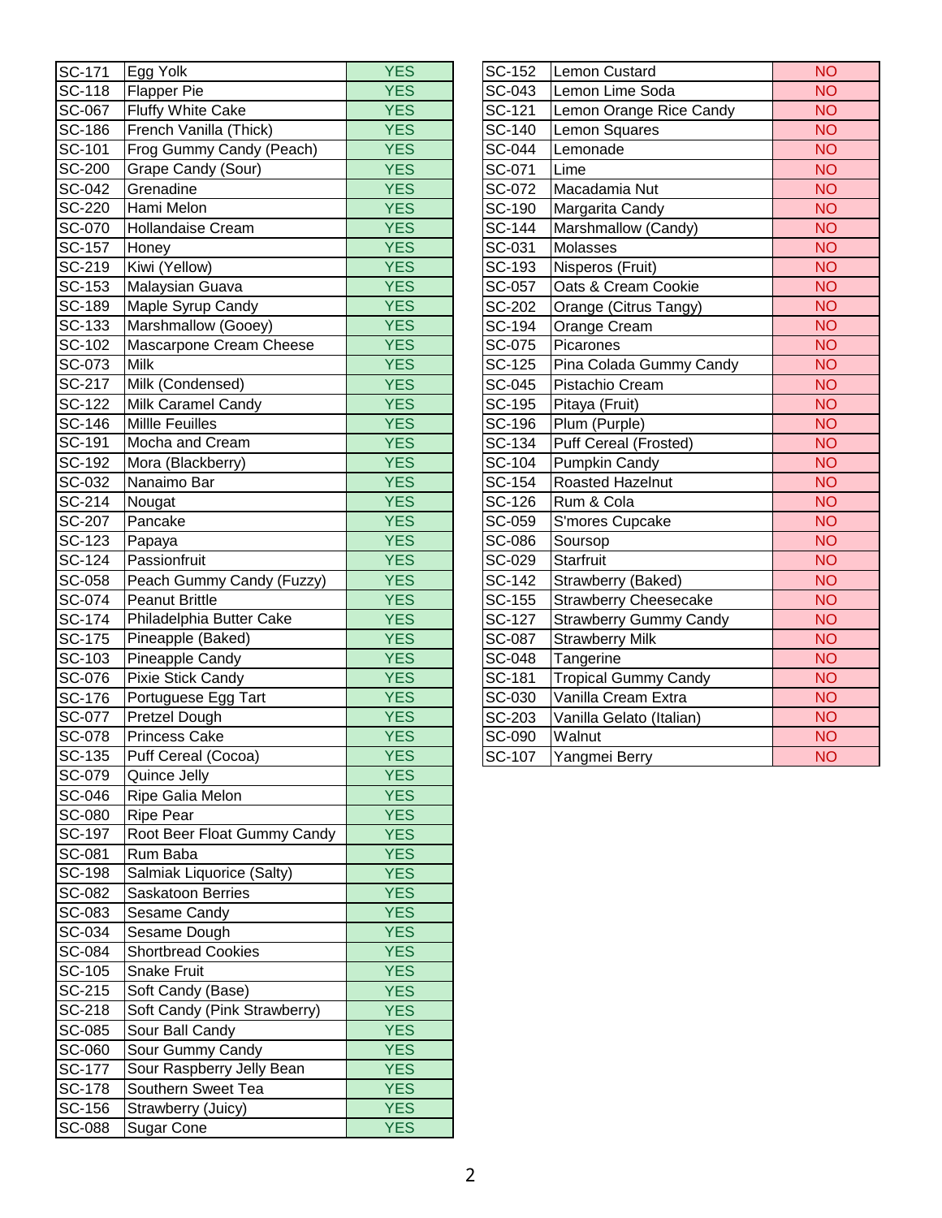| | | |
|---|---|---|
| SC-171 | Egg Yolk | YES |
| SC-118 | Flapper Pie | YES |
| SC-067 | Fluffy White Cake | YES |
| SC-186 | French Vanilla (Thick) | YES |
| SC-101 | Frog Gummy Candy (Peach) | YES |
| SC-200 | Grape Candy (Sour) | YES |
| SC-042 | Grenadine | YES |
| SC-220 | Hami Melon | YES |
| SC-070 | Hollandaise Cream | YES |
| SC-157 | Honey | YES |
| SC-219 | Kiwi (Yellow) | YES |
| SC-153 | Malaysian Guava | YES |
| SC-189 | Maple Syrup Candy | YES |
| SC-133 | Marshmallow (Gooey) | YES |
| SC-102 | Mascarpone Cream Cheese | YES |
| SC-073 | Milk | YES |
| SC-217 | Milk (Condensed) | YES |
| SC-122 | Milk Caramel Candy | YES |
| SC-146 | Millle Feuilles | YES |
| SC-191 | Mocha and Cream | YES |
| SC-192 | Mora (Blackberry) | YES |
| SC-032 | Nanaimo Bar | YES |
| SC-214 | Nougat | YES |
| SC-207 | Pancake | YES |
| SC-123 | Papaya | YES |
| SC-124 | Passionfruit | YES |
| SC-058 | Peach Gummy Candy (Fuzzy) | YES |
| SC-074 | Peanut Brittle | YES |
| SC-174 | Philadelphia Butter Cake | YES |
| SC-175 | Pineapple (Baked) | YES |
| SC-103 | Pineapple Candy | YES |
| SC-076 | Pixie Stick Candy | YES |
| SC-176 | Portuguese Egg Tart | YES |
| SC-077 | Pretzel Dough | YES |
| SC-078 | Princess Cake | YES |
| SC-135 | Puff Cereal (Cocoa) | YES |
| SC-079 | Quince Jelly | YES |
| SC-046 | Ripe Galia Melon | YES |
| SC-080 | Ripe Pear | YES |
| SC-197 | Root Beer Float Gummy Candy | YES |
| SC-081 | Rum Baba | YES |
| SC-198 | Salmiak Liquorice (Salty) | YES |
| SC-082 | Saskatoon Berries | YES |
| SC-083 | Sesame Candy | YES |
| SC-034 | Sesame Dough | YES |
| SC-084 | Shortbread Cookies | YES |
| SC-105 | Snake Fruit | YES |
| SC-215 | Soft Candy (Base) | YES |
| SC-218 | Soft Candy (Pink Strawberry) | YES |
| SC-085 | Sour Ball Candy | YES |
| SC-060 | Sour Gummy Candy | YES |
| SC-177 | Sour Raspberry Jelly Bean | YES |
| SC-178 | Southern Sweet Tea | YES |
| SC-156 | Strawberry (Juicy) | YES |
| SC-088 | Sugar Cone | YES |

| | | |
|---|---|---|
| SC-152 | Lemon Custard | NO |
| SC-043 | Lemon Lime Soda | NO |
| SC-121 | Lemon Orange Rice Candy | NO |
| SC-140 | Lemon Squares | NO |
| SC-044 | Lemonade | NO |
| SC-071 | Lime | NO |
| SC-072 | Macadamia Nut | NO |
| SC-190 | Margarita Candy | NO |
| SC-144 | Marshmallow (Candy) | NO |
| SC-031 | Molasses | NO |
| SC-193 | Nisperos (Fruit) | NO |
| SC-057 | Oats & Cream Cookie | NO |
| SC-202 | Orange (Citrus Tangy) | NO |
| SC-194 | Orange Cream | NO |
| SC-075 | Picarones | NO |
| SC-125 | Pina Colada Gummy Candy | NO |
| SC-045 | Pistachio Cream | NO |
| SC-195 | Pitaya (Fruit) | NO |
| SC-196 | Plum (Purple) | NO |
| SC-134 | Puff Cereal (Frosted) | NO |
| SC-104 | Pumpkin Candy | NO |
| SC-154 | Roasted Hazelnut | NO |
| SC-126 | Rum & Cola | NO |
| SC-059 | S'mores Cupcake | NO |
| SC-086 | Soursop | NO |
| SC-029 | Starfruit | NO |
| SC-142 | Strawberry (Baked) | NO |
| SC-155 | Strawberry Cheesecake | NO |
| SC-127 | Strawberry Gummy Candy | NO |
| SC-087 | Strawberry Milk | NO |
| SC-048 | Tangerine | NO |
| SC-181 | Tropical Gummy Candy | NO |
| SC-030 | Vanilla Cream Extra | NO |
| SC-203 | Vanilla Gelato (Italian) | NO |
| SC-090 | Walnut | NO |
| SC-107 | Yangmei Berry | NO |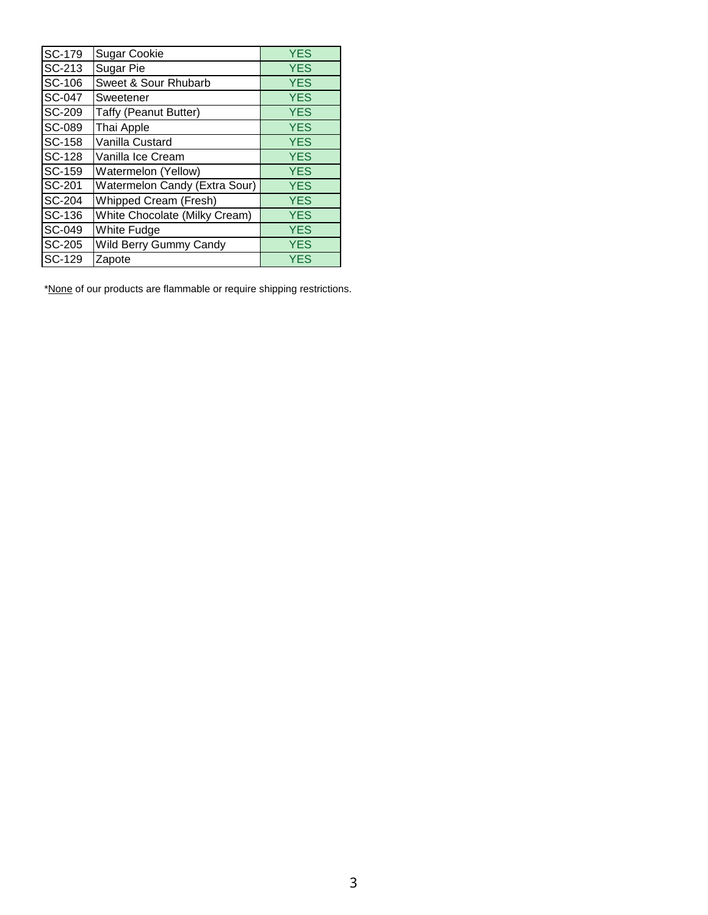| | | |
|---|---|---|
| SC-179 | Sugar Cookie | YES |
| SC-213 | Sugar Pie | YES |
| SC-106 | Sweet & Sour Rhubarb | YES |
| SC-047 | Sweetener | YES |
| SC-209 | Taffy (Peanut Butter) | YES |
| SC-089 | Thai Apple | YES |
| SC-158 | Vanilla Custard | YES |
| SC-128 | Vanilla Ice Cream | YES |
| SC-159 | Watermelon (Yellow) | YES |
| SC-201 | Watermelon Candy (Extra Sour) | YES |
| SC-204 | Whipped Cream (Fresh) | YES |
| SC-136 | White Chocolate (Milky Cream) | YES |
| SC-049 | White Fudge | YES |
| SC-205 | Wild Berry Gummy Candy | YES |
| SC-129 | Zapote | YES |

*None of our products are flammable or require shipping restrictions.